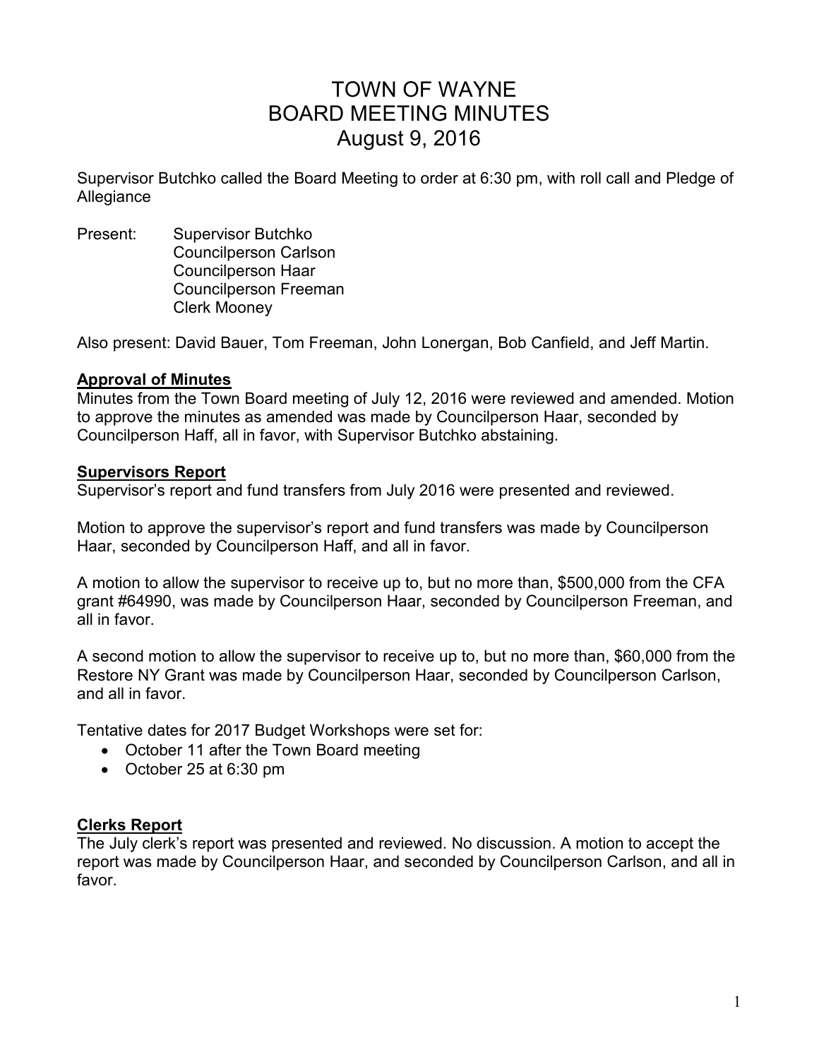# TOWN OF WAYNE
# BOARD MEETING MINUTES
# August 9, 2016

Supervisor Butchko called the Board Meeting to order at 6:30 pm, with roll call and Pledge of Allegiance

Present: Supervisor Butchko
Councilperson Carlson
Councilperson Haar
Councilperson Freeman
Clerk Mooney

Also present: David Bauer, Tom Freeman, John Lonergan, Bob Canfield, and Jeff Martin.

**Approval of Minutes**

Minutes from the Town Board meeting of July 12, 2016 were reviewed and amended. Motion to approve the minutes as amended was made by Councilperson Haar, seconded by Councilperson Haff, all in favor, with Supervisor Butchko abstaining.

**Supervisors Report**

Supervisor's report and fund transfers from July 2016 were presented and reviewed.

Motion to approve the supervisor's report and fund transfers was made by Councilperson Haar, seconded by Councilperson Haff, and all in favor.

A motion to allow the supervisor to receive up to, but no more than, $500,000 from the CFA grant #64990, was made by Councilperson Haar, seconded by Councilperson Freeman, and all in favor.

A second motion to allow the supervisor to receive up to, but no more than, $60,000 from the Restore NY Grant was made by Councilperson Haar, seconded by Councilperson Carlson, and all in favor.

Tentative dates for 2017 Budget Workshops were set for:

- October 11 after the Town Board meeting
- October 25 at 6:30 pm

**Clerks Report**

The July clerk's report was presented and reviewed. No discussion. A motion to accept the report was made by Councilperson Haar, and seconded by Councilperson Carlson, and all in favor.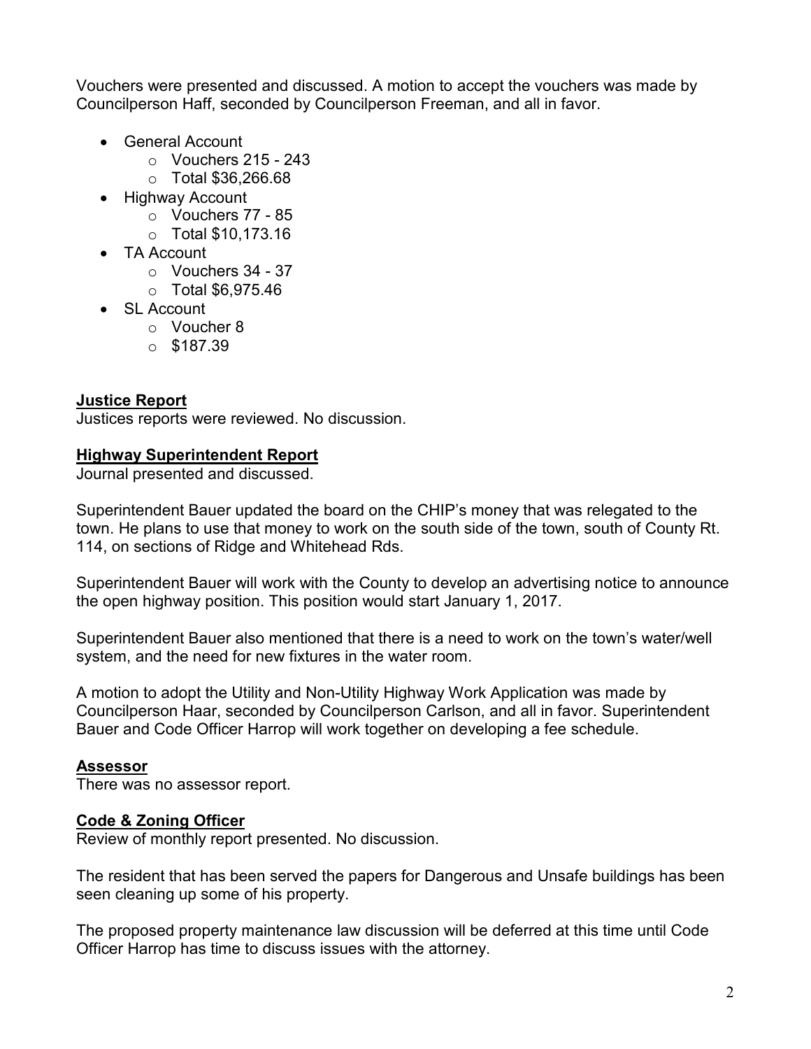Vouchers were presented and discussed. A motion to accept the vouchers was made by Councilperson Haff, seconded by Councilperson Freeman, and all in favor.

- General Account
  - Vouchers 215 - 243
  - Total $36,266.68
- Highway Account
  - Vouchers 77 - 85
  - Total $10,173.16
- TA Account
  - Vouchers 34 - 37
  - Total $6,975.46
- SL Account
  - Voucher 8
  - $187.39

**Justice Report**

Justices reports were reviewed. No discussion.

**Highway Superintendent Report**

Journal presented and discussed.

Superintendent Bauer updated the board on the CHIP's money that was relegated to the town. He plans to use that money to work on the south side of the town, south of County Rt. 114, on sections of Ridge and Whitehead Rds.

Superintendent Bauer will work with the County to develop an advertising notice to announce the open highway position. This position would start January 1, 2017.

Superintendent Bauer also mentioned that there is a need to work on the town's water/well system, and the need for new fixtures in the water room.

A motion to adopt the Utility and Non-Utility Highway Work Application was made by Councilperson Haar, seconded by Councilperson Carlson, and all in favor. Superintendent Bauer and Code Officer Harrop will work together on developing a fee schedule.

**Assessor**

There was no assessor report.

**Code & Zoning Officer**

Review of monthly report presented. No discussion.

The resident that has been served the papers for Dangerous and Unsafe buildings has been seen cleaning up some of his property.

The proposed property maintenance law discussion will be deferred at this time until Code Officer Harrop has time to discuss issues with the attorney.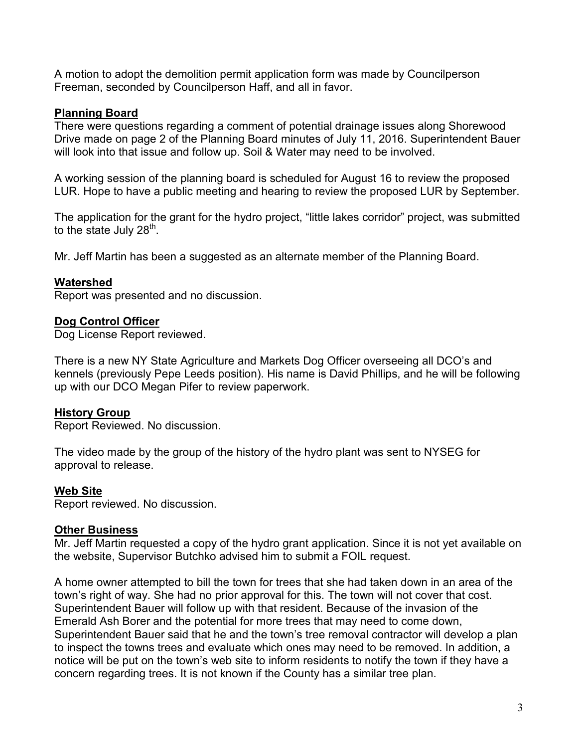A motion to adopt the demolition permit application form was made by Councilperson Freeman, seconded by Councilperson Haff, and all in favor.

## Planning Board

There were questions regarding a comment of potential drainage issues along Shorewood Drive made on page 2 of the Planning Board minutes of July 11, 2016. Superintendent Bauer will look into that issue and follow up. Soil & Water may need to be involved.

A working session of the planning board is scheduled for August 16 to review the proposed LUR. Hope to have a public meeting and hearing to review the proposed LUR by September.

The application for the grant for the hydro project, "little lakes corridor" project, was submitted to the state July 28th.

Mr. Jeff Martin has been a suggested as an alternate member of the Planning Board.

## Watershed

Report was presented and no discussion.

## Dog Control Officer

Dog License Report reviewed.

There is a new NY State Agriculture and Markets Dog Officer overseeing all DCO's and kennels (previously Pepe Leeds position). His name is David Phillips, and he will be following up with our DCO Megan Pifer to review paperwork.

## History Group

Report Reviewed. No discussion.

The video made by the group of the history of the hydro plant was sent to NYSEG for approval to release.

## Web Site

Report reviewed. No discussion.

## Other Business

Mr. Jeff Martin requested a copy of the hydro grant application. Since it is not yet available on the website, Supervisor Butchko advised him to submit a FOIL request.

A home owner attempted to bill the town for trees that she had taken down in an area of the town's right of way. She had no prior approval for this. The town will not cover that cost. Superintendent Bauer will follow up with that resident. Because of the invasion of the Emerald Ash Borer and the potential for more trees that may need to come down, Superintendent Bauer said that he and the town's tree removal contractor will develop a plan to inspect the towns trees and evaluate which ones may need to be removed. In addition, a notice will be put on the town's web site to inform residents to notify the town if they have a concern regarding trees. It is not known if the County has a similar tree plan.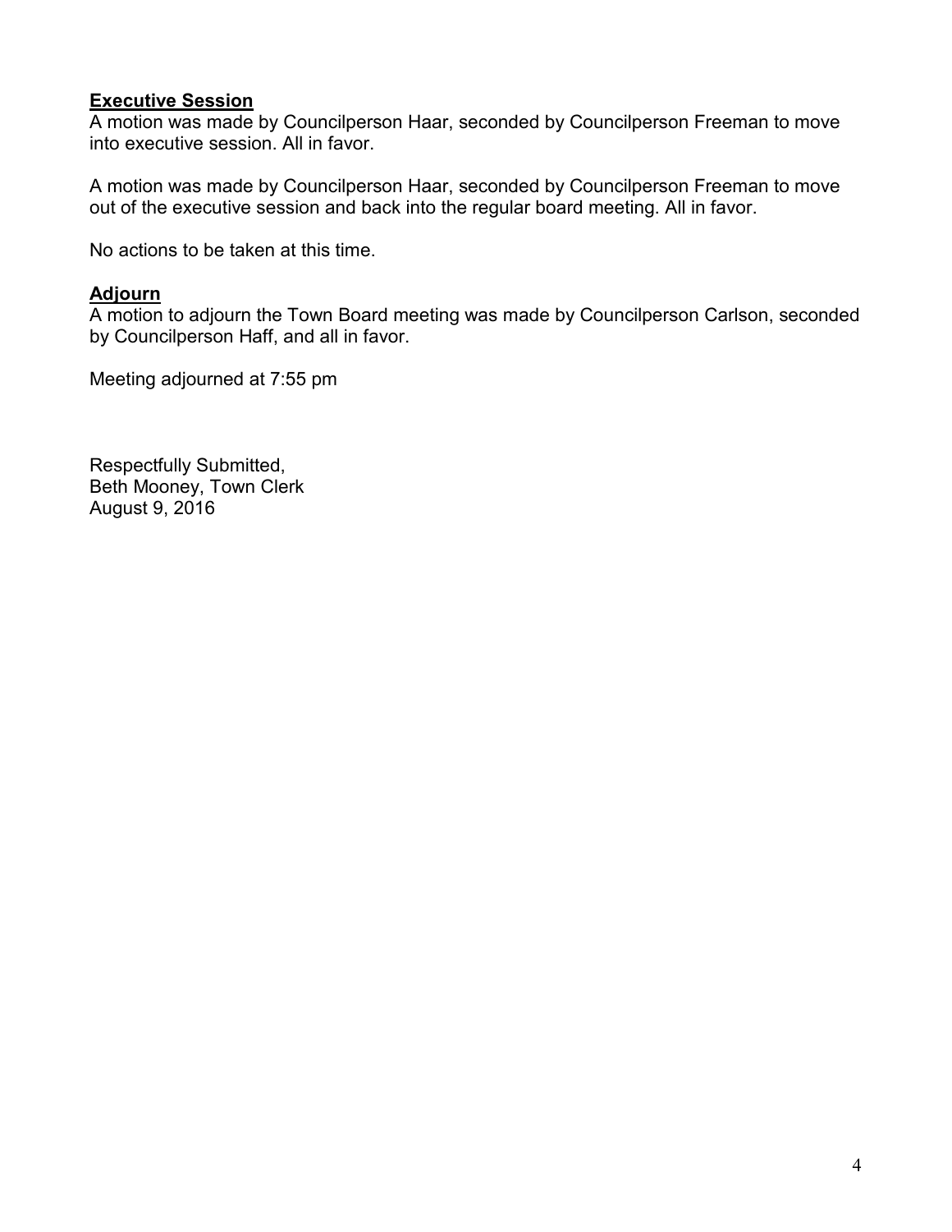**Executive Session**

A motion was made by Councilperson Haar, seconded by Councilperson Freeman to move into executive session. All in favor.

A motion was made by Councilperson Haar, seconded by Councilperson Freeman to move out of the executive session and back into the regular board meeting. All in favor.

No actions to be taken at this time.

**Adjourn**

A motion to adjourn the Town Board meeting was made by Councilperson Carlson, seconded by Councilperson Haff, and all in favor.

Meeting adjourned at 7:55 pm

Respectfully Submitted,
Beth Mooney, Town Clerk
August 9, 2016